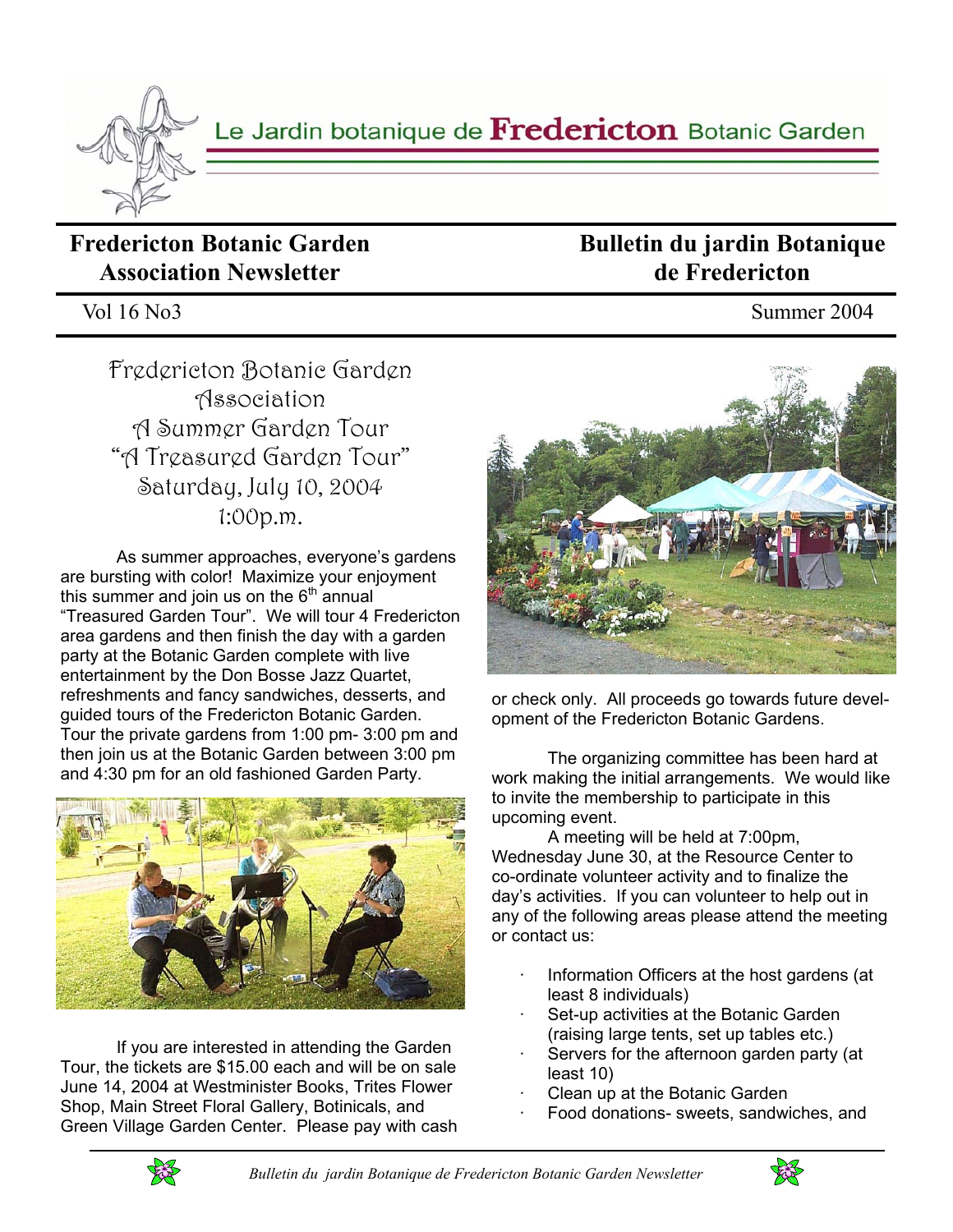Le Jardin botanique de **Fredericton** Botanic Garden

# Fredericton Botanic Garden Association Newsletter

# Bulletin du jardin Botanique de Fredericton

Vol 16 No3 | Summer 2004

## Fredericton Botanic Garden Association
## A Summer Garden Tour
## "A Treasured Garden Tour"
## Saturday, July 10, 2004
## 1:00p.m.

As summer approaches, everyone's gardens are bursting with color! Maximize your enjoyment this summer and join us on the 6th annual "Treasured Garden Tour". We will tour 4 Fredericton area gardens and then finish the day with a garden party at the Botanic Garden complete with live entertainment by the Don Bosse Jazz Quartet, refreshments and fancy sandwiches, desserts, and guided tours of the Fredericton Botanic Garden. Tour the private gardens from 1:00 pm- 3:00 pm and then join us at the Botanic Garden between 3:00 pm and 4:30 pm for an old fashioned Garden Party.

If you are interested in attending the Garden Tour, the tickets are $15.00 each and will be on sale June 14, 2004 at Westminister Books, Trites Flower Shop, Main Street Floral Gallery, Botinicals, and Green Village Garden Center. Please pay with cash or check only. All proceeds go towards future development of the Fredericton Botanic Gardens.

The organizing committee has been hard at work making the initial arrangements. We would like to invite the membership to participate in this upcoming event.

A meeting will be held at 7:00pm, Wednesday June 30, at the Resource Center to co-ordinate volunteer activity and to finalize the day's activities. If you can volunteer to help out in any of the following areas please attend the meeting or contact us:

- Information Officers at the host gardens (at least 8 individuals)
- Set-up activities at the Botanic Garden (raising large tents, set up tables etc.)
- Servers for the afternoon garden party (at least 10)
- Clean up at the Botanic Garden
- Food donations- sweets, sandwiches, and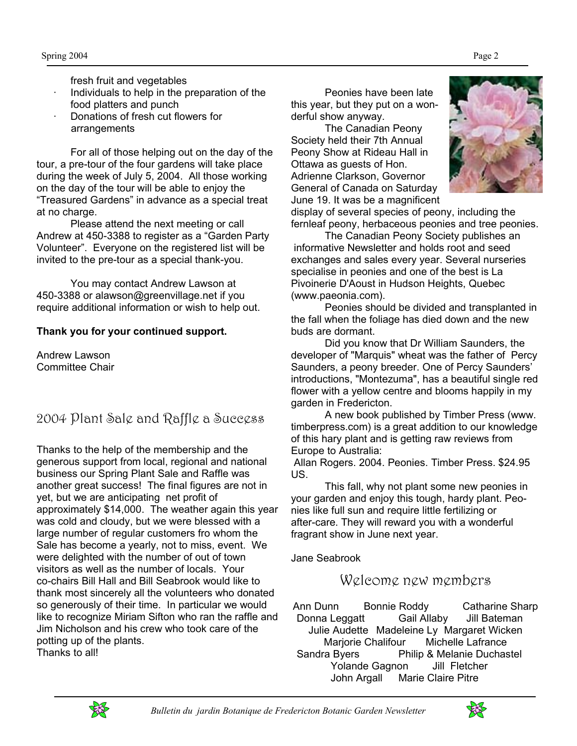fresh fruit and vegetables

- Individuals to help in the preparation of the food platters and punch
- Donations of fresh cut flowers for arrangements

For all of those helping out on the day of the tour, a pre-tour of the four gardens will take place during the week of July 5, 2004. All those working on the day of the tour will be able to enjoy the "Treasured Gardens" in advance as a special treat at no charge.

Please attend the next meeting or call Andrew at 450-3388 to register as a "Garden Party Volunteer". Everyone on the registered list will be invited to the pre-tour as a special thank-you.

You may contact Andrew Lawson at 450-3388 or alawson@greenvillage.net if you require additional information or wish to help out.

**Thank you for your continued support.**

Andrew Lawson
Committee Chair

## 2004 Plant Sale and Raffle a Success

Thanks to the help of the membership and the generous support from local, regional and national business our Spring Plant Sale and Raffle was another great success! The final figures are not in yet, but we are anticipating net profit of approximately $14,000. The weather again this year was cold and cloudy, but we were blessed with a large number of regular customers fro whom the Sale has become a yearly, not to miss, event. We were delighted with the number of out of town visitors as well as the number of locals. Your co-chairs Bill Hall and Bill Seabrook would like to thank most sincerely all the volunteers who donated so generously of their time. In particular we would like to recognize Miriam Sifton who ran the raffle and Jim Nicholson and his crew who took care of the potting up of the plants.
Thanks to all!

Peonies have been late this year, but they put on a wonderful show anyway.

The Canadian Peony Society held their 7th Annual Peony Show at Rideau Hall in Ottawa as guests of Hon. Adrienne Clarkson, Governor General of Canada on Saturday June 19. It was be a magnificent display of several species of peony, including the fernleaf peony, herbaceous peonies and tree peonies.

The Canadian Peony Society publishes an informative Newsletter and holds root and seed exchanges and sales every year. Several nurseries specialise in peonies and one of the best is La Pivoinerie D'Aoust in Hudson Heights, Quebec (www.paeonia.com).

Peonies should be divided and transplanted in the fall when the foliage has died down and the new buds are dormant.

Did you know that Dr William Saunders, the developer of "Marquis" wheat was the father of Percy Saunders, a peony breeder. One of Percy Saunders' introductions, "Montezuma", has a beautiful single red flower with a yellow centre and blooms happily in my garden in Fredericton.

A new book published by Timber Press (www.timberpress.com) is a great addition to our knowledge of this hary plant and is getting raw reviews from Europe to Australia:

Allan Rogers. 2004. Peonies. Timber Press. $24.95 US.

This fall, why not plant some new peonies in your garden and enjoy this tough, hardy plant. Peonies like full sun and require little fertilizing or after-care. They will reward you with a wonderful fragrant show in June next year.

Jane Seabrook

## Welcome new members

Ann Dunn, Bonnie Roddy, Catharine Sharp, Donna Leggatt, Gail Allaby, Jill Bateman, Julie Audette, Madeleine Ly, Margaret Wicken, Marjorie Chalifour, Michelle Lafrance, Sandra Byers, Philip & Melanie Duchastel, Yolande Gagnon, Jill Fletcher, John Argall, Marie Claire Pitre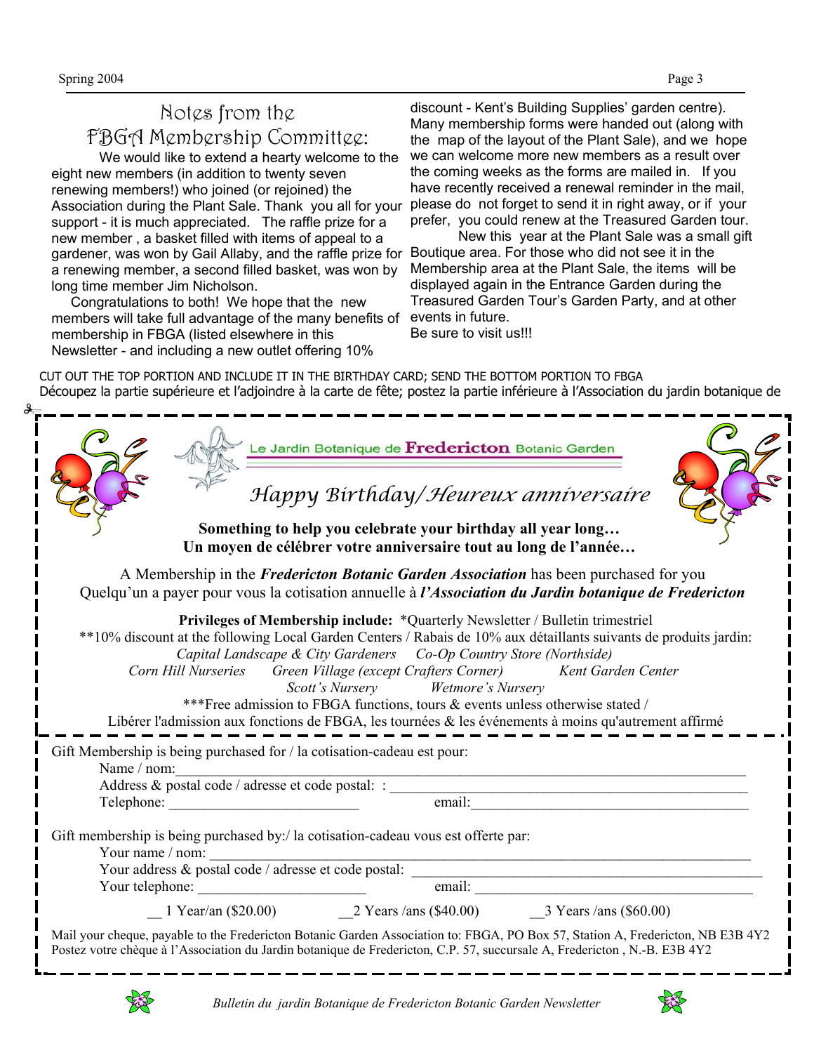## Notes from the FBGA Membership Committee:

We would like to extend a hearty welcome to the eight new members (in addition to twenty seven renewing members!) who joined (or rejoined) the Association during the Plant Sale. Thank you all for your support - it is much appreciated. The raffle prize for a new member, a basket filled with items of appeal to a gardener, was won by Gail Allaby, and the raffle prize for a renewing member, a second filled basket, was won by long time member Jim Nicholson.

Congratulations to both! We hope that the new members will take full advantage of the many benefits of membership in FBGA (listed elsewhere in this Newsletter - and including a new outlet offering 10% discount - Kent's Building Supplies' garden centre). Many membership forms were handed out (along with the map of the layout of the Plant Sale), and we hope we can welcome more new members as a result over the coming weeks as the forms are mailed in. If you have recently received a renewal reminder in the mail, please do not forget to send it in right away, or if your prefer, you could renew at the Treasured Garden tour.

New this year at the Plant Sale was a small gift Boutique area. For those who did not see it in the Membership area at the Plant Sale, the items will be displayed again in the Entrance Garden during the Treasured Garden Tour's Garden Party, and at other events in future.

Be sure to visit us!!!

CUT OUT THE TOP PORTION AND INCLUDE IT IN THE BIRTHDAY CARD; SEND THE BOTTOM PORTION TO FBGA

Découpez la partie supérieure et l'adjoindre à la carte de fête; postez la partie inférieure à l'Association du jardin botanique de

---

Le Jardin Botanique de **Fredericton** Botanic Garden

*Happy Birthday/Heureux anniversaire*

**Something to help you celebrate your birthday all year long…**
**Un moyen de célébrer votre anniversaire tout au long de l'année…**

A Membership in the ***Fredericton Botanic Garden Association*** has been purchased for you
Quelqu'un a payer pour vous la cotisation annuelle à ***l'Association du Jardin botanique de Fredericton***

**Privileges of Membership include:** *Quarterly Newsletter / Bulletin trimestriel

**10% discount at the following Local Garden Centers / Rabais de 10% aux détaillants suivants de produits jardin:

*Capital Landscape & City Gardeners* — *Co-Op Country Store (Northside)*
*Corn Hill Nurseries* — *Green Village (except Crafters Corner)* — *Kent Garden Center*
*Scott's Nursery* — *Wetmore's Nursery*

***Free admission to FBGA functions, tours & events unless otherwise stated /
Libérer l'admission aux fonctions de FBGA, les tournées & les événements à moins qu'autrement affirmé

---

Gift Membership is being purchased for / la cotisation-cadeau est pour:

Name / nom: ____________________
Address & postal code / adresse et code postal: : ____________________
Telephone: ____________________ email: ____________________

Gift membership is being purchased by:/ la cotisation-cadeau vous est offerte par:

Your name / nom: ____________________
Your address & postal code / adresse et code postal: ____________________
Your telephone: ____________________ email: ____________________

__ 1 Year/an ($20.00) __2 Years /ans ($40.00) __3 Years /ans ($60.00)

Mail your cheque, payable to the Fredericton Botanic Garden Association to: FBGA, PO Box 57, Station A, Fredericton, NB E3B 4Y2
Postez votre chèque à l'Association du Jardin botanique de Fredericton, C.P. 57, succursale A, Fredericton , N.-B. E3B 4Y2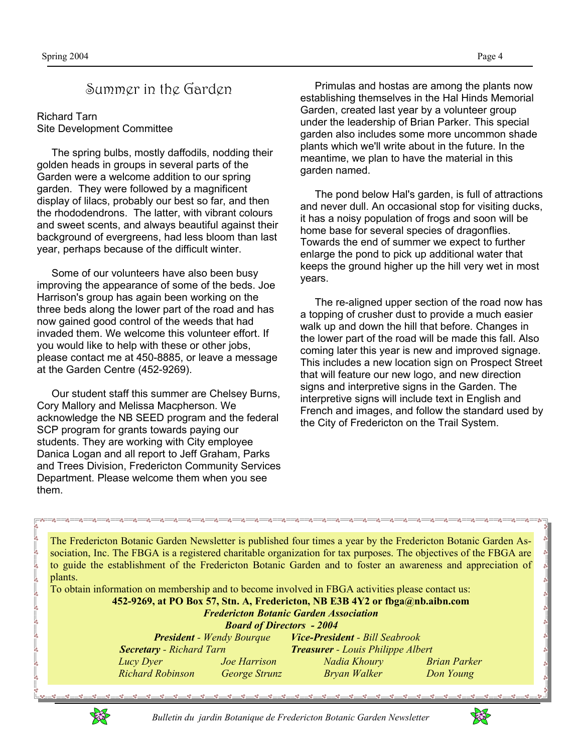## Summer in the Garden

Richard Tarn
Site Development Committee

The spring bulbs, mostly daffodils, nodding their golden heads in groups in several parts of the Garden were a welcome addition to our spring garden. They were followed by a magnificent display of lilacs, probably our best so far, and then the rhododendrons. The latter, with vibrant colours and sweet scents, and always beautiful against their background of evergreens, had less bloom than last year, perhaps because of the difficult winter.

Some of our volunteers have also been busy improving the appearance of some of the beds. Joe Harrison's group has again been working on the three beds along the lower part of the road and has now gained good control of the weeds that had invaded them. We welcome this volunteer effort. If you would like to help with these or other jobs, please contact me at 450-8885, or leave a message at the Garden Centre (452-9269).

Our student staff this summer are Chelsey Burns, Cory Mallory and Melissa Macpherson. We acknowledge the NB SEED program and the federal SCP program for grants towards paying our students. They are working with City employee Danica Logan and all report to Jeff Graham, Parks and Trees Division, Fredericton Community Services Department. Please welcome them when you see them.

Primulas and hostas are among the plants now establishing themselves in the Hal Hinds Memorial Garden, created last year by a volunteer group under the leadership of Brian Parker. This special garden also includes some more uncommon shade plants which we'll write about in the future. In the meantime, we plan to have the material in this garden named.

The pond below Hal's garden, is full of attractions and never dull. An occasional stop for visiting ducks, it has a noisy population of frogs and soon will be home base for several species of dragonflies. Towards the end of summer we expect to further enlarge the pond to pick up additional water that keeps the ground higher up the hill very wet in most years.

The re-aligned upper section of the road now has a topping of crusher dust to provide a much easier walk up and down the hill that before. Changes in the lower part of the road will be made this fall. Also coming later this year is new and improved signage. This includes a new location sign on Prospect Street that will feature our new logo, and new direction signs and interpretive signs in the Garden. The interpretive signs will include text in English and French and images, and follow the standard used by the City of Fredericton on the Trail System.

---

The Fredericton Botanic Garden Newsletter is published four times a year by the Fredericton Botanic Garden Association, Inc. The FBGA is a registered charitable organization for tax purposes. The objectives of the FBGA are to guide the establishment of the Fredericton Botanic Garden and to foster an awareness and appreciation of plants.

To obtain information on membership and to become involved in FBGA activities please contact us:

**452-9269, at PO Box 57, Stn. A, Fredericton, NB E3B 4Y2 or fbga@nb.aibn.com**

***Fredericton Botanic Garden Association***

***Board of Directors - 2004***

***President*** *- Wendy Bourque* ***Vice-President*** *- Bill Seabrook*

***Secretary*** *- Richard Tarn* ***Treasurer*** *- Louis Philippe Albert*

*Lucy Dyer* *Joe Harrison* *Nadia Khoury* *Brian Parker*

*Richard Robinson* *George Strunz* *Bryan Walker* *Don Young*

*Bulletin du jardin Botanique de Fredericton Botanic Garden Newsletter*